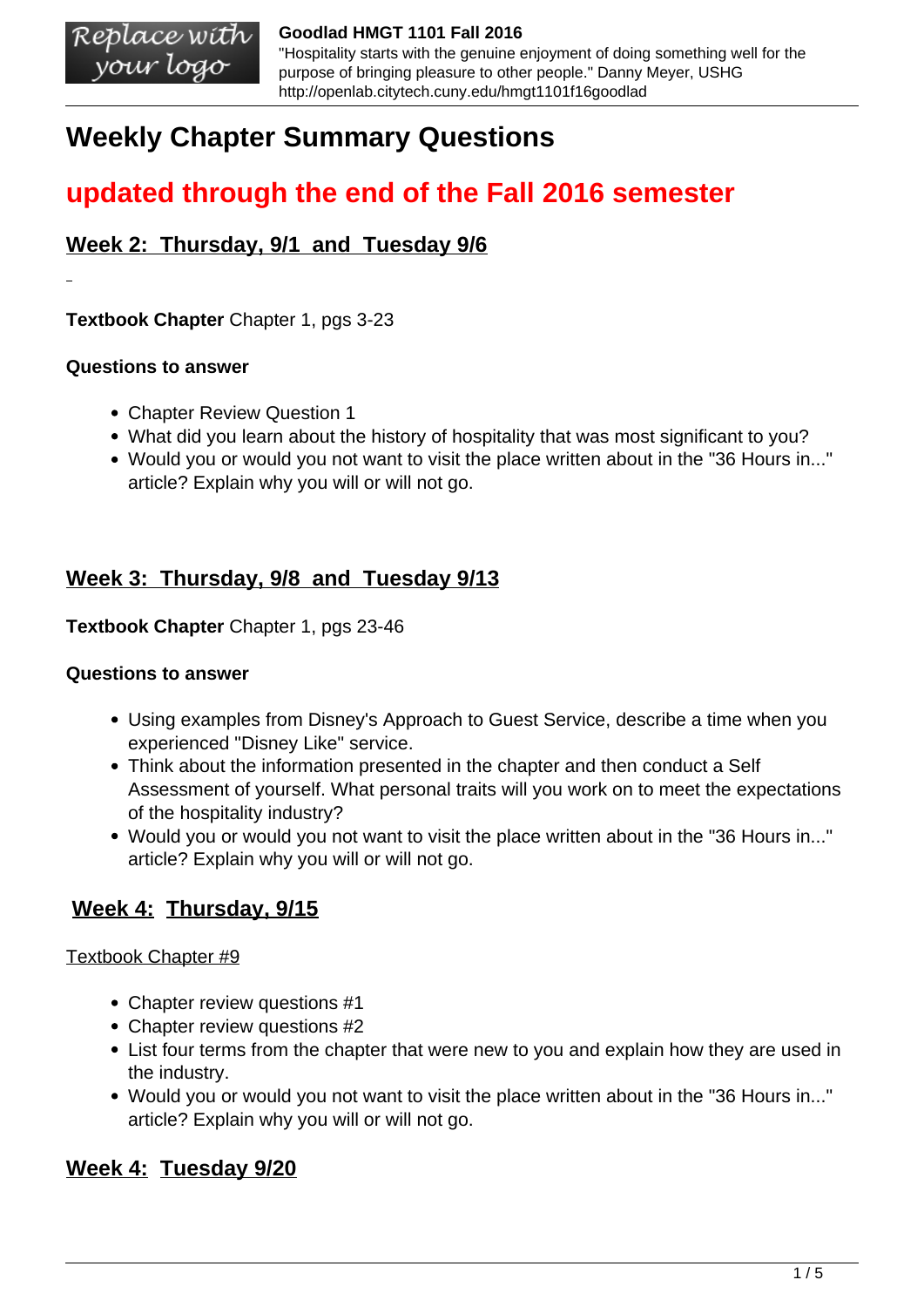# Weekly Chapter Summary Questions

## updated through the end of the Fall 2016 semester

### Week 2: Thursday, 9/1 and Tuesday 9/6

**Textbook Chapter** Chapter 1, pgs 3-23

**Questions to answer**

- Chapter Review Question 1
- What did you learn about the history of hospitality that was most significant to you?
- Would you or would you not want to visit the place written about in the "36 Hours in..." article? Explain why you will or will not go.

### Week 3: Thursday, 9/8 and Tuesday 9/13

**Textbook Chapter** Chapter 1, pgs 23-46

**Questions to answer**

- Using examples from Disney's Approach to Guest Service, describe a time when you experienced "Disney Like" service.
- Think about the information presented in the chapter and then conduct a Self Assessment of yourself. What personal traits will you work on to meet the expectations of the hospitality industry?
- Would you or would you not want to visit the place written about in the "36 Hours in..." article? Explain why you will or will not go.

### Week 4: Thursday, 9/15

Textbook Chapter #9

- Chapter review questions #1
- Chapter review questions #2
- List four terms from the chapter that were new to you and explain how they are used in the industry.
- Would you or would you not want to visit the place written about in the "36 Hours in..." article? Explain why you will or will not go.

### Week 4: Tuesday 9/20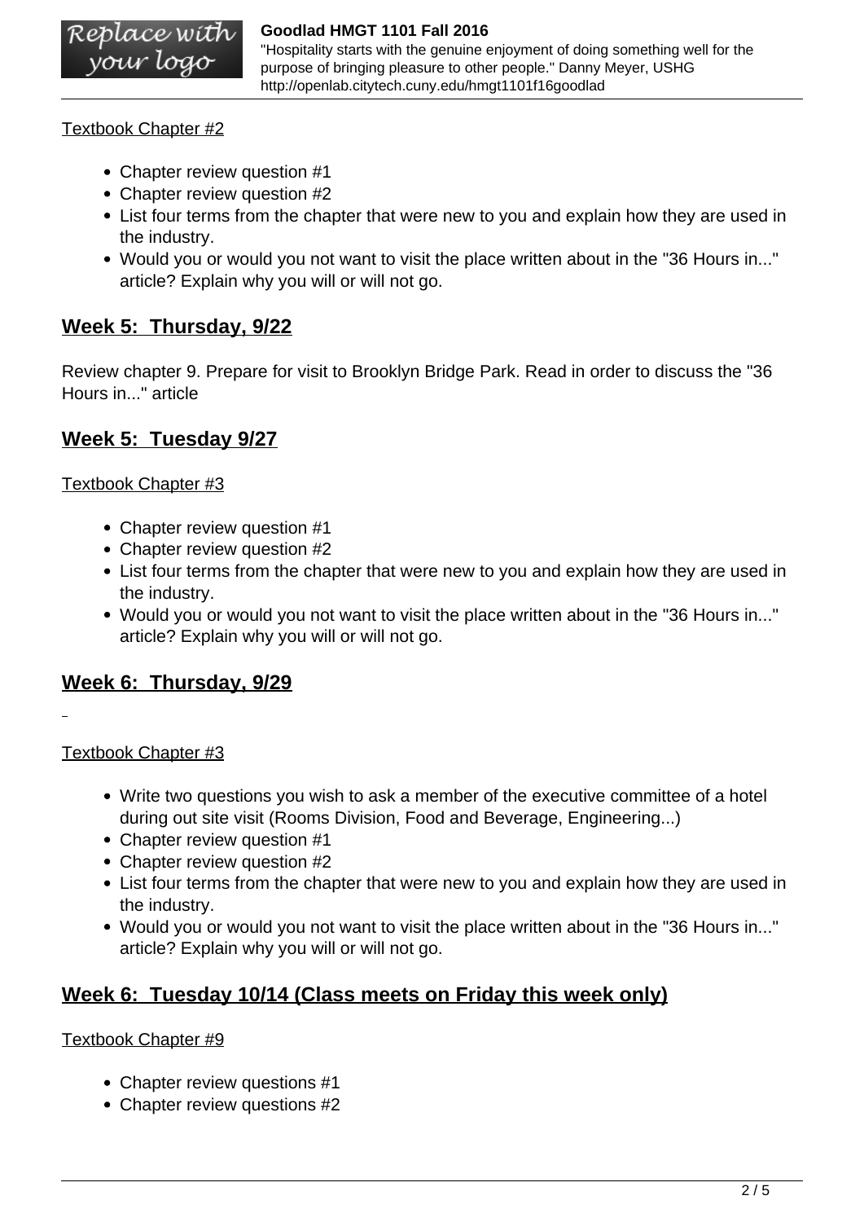Textbook Chapter #2

- Chapter review question #1
- Chapter review question #2
- List four terms from the chapter that were new to you and explain how they are used in the industry.
- Would you or would you not want to visit the place written about in the "36 Hours in..." article? Explain why you will or will not go.

## Week 5: Thursday, 9/22

Review chapter 9. Prepare for visit to Brooklyn Bridge Park. Read in order to discuss the "36 Hours in..." article

## Week 5: Tuesday 9/27

Textbook Chapter #3

- Chapter review question #1
- Chapter review question #2
- List four terms from the chapter that were new to you and explain how they are used in the industry.
- Would you or would you not want to visit the place written about in the "36 Hours in..." article? Explain why you will or will not go.

## Week 6: Thursday, 9/29

Textbook Chapter #3

- Write two questions you wish to ask a member of the executive committee of a hotel during out site visit (Rooms Division, Food and Beverage, Engineering...)
- Chapter review question #1
- Chapter review question #2
- List four terms from the chapter that were new to you and explain how they are used in the industry.
- Would you or would you not want to visit the place written about in the "36 Hours in..." article? Explain why you will or will not go.

## Week 6: Tuesday 10/14 (Class meets on Friday this week only)

Textbook Chapter #9

- Chapter review questions #1
- Chapter review questions #2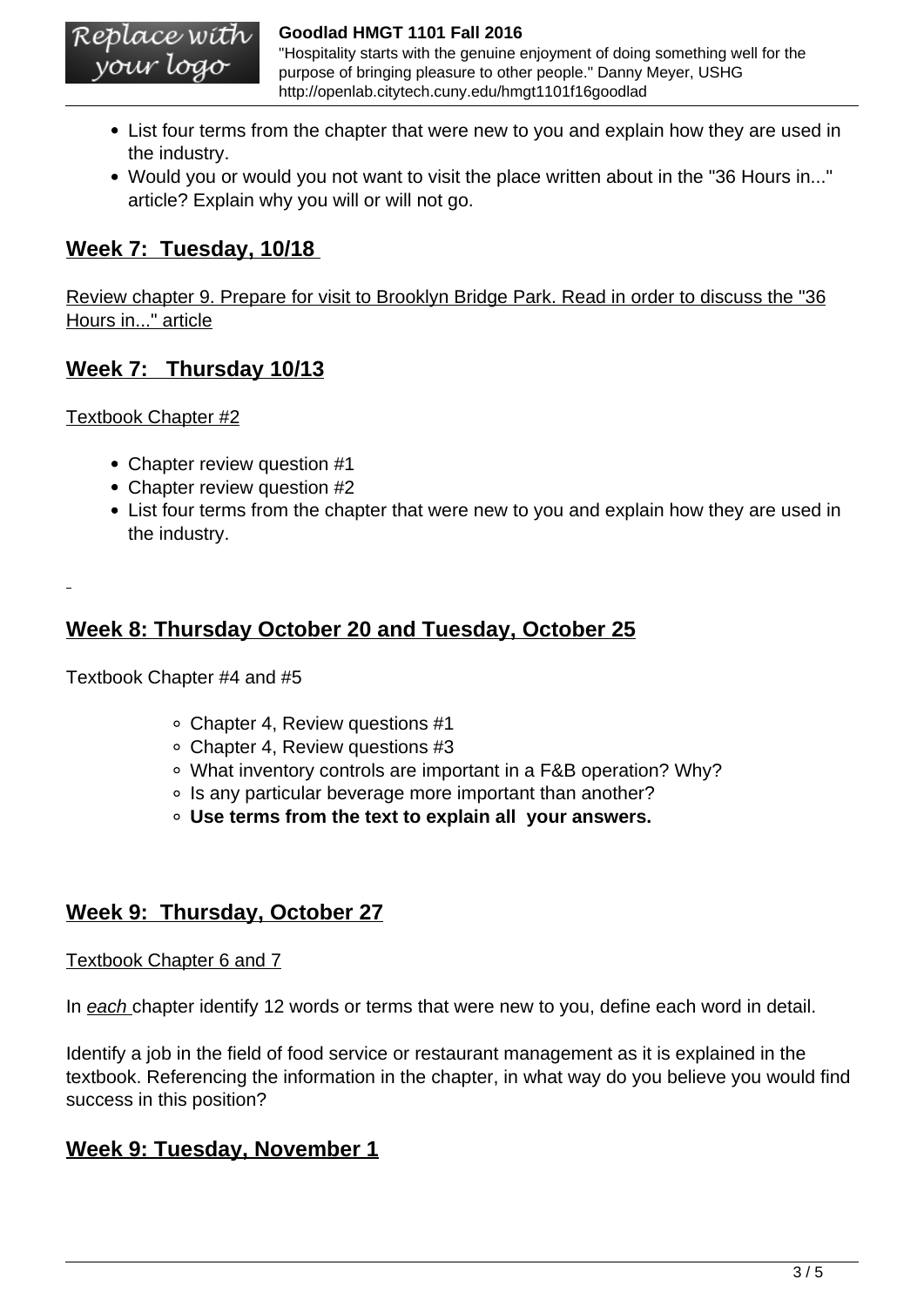- List four terms from the chapter that were new to you and explain how they are used in the industry.
- Would you or would you not want to visit the place written about in the "36 Hours in..." article? Explain why you will or will not go.

## Week 7: Tuesday, 10/18

Review chapter 9. Prepare for visit to Brooklyn Bridge Park. Read in order to discuss the "36 Hours in..." article

## Week 7: Thursday 10/13

Textbook Chapter #2

- Chapter review question #1
- Chapter review question #2
- List four terms from the chapter that were new to you and explain how they are used in the industry.

## Week 8: Thursday October 20 and Tuesday, October 25

Textbook Chapter #4 and #5

- Chapter 4, Review questions #1
- Chapter 4, Review questions #3
- What inventory controls are important in a F&B operation? Why?
- Is any particular beverage more important than another?
- **Use terms from the text to explain all your answers.**

## Week 9: Thursday, October 27

Textbook Chapter 6 and 7

In *each* chapter identify 12 words or terms that were new to you, define each word in detail.

Identify a job in the field of food service or restaurant management as it is explained in the textbook. Referencing the information in the chapter, in what way do you believe you would find success in this position?

## Week 9: Tuesday, November 1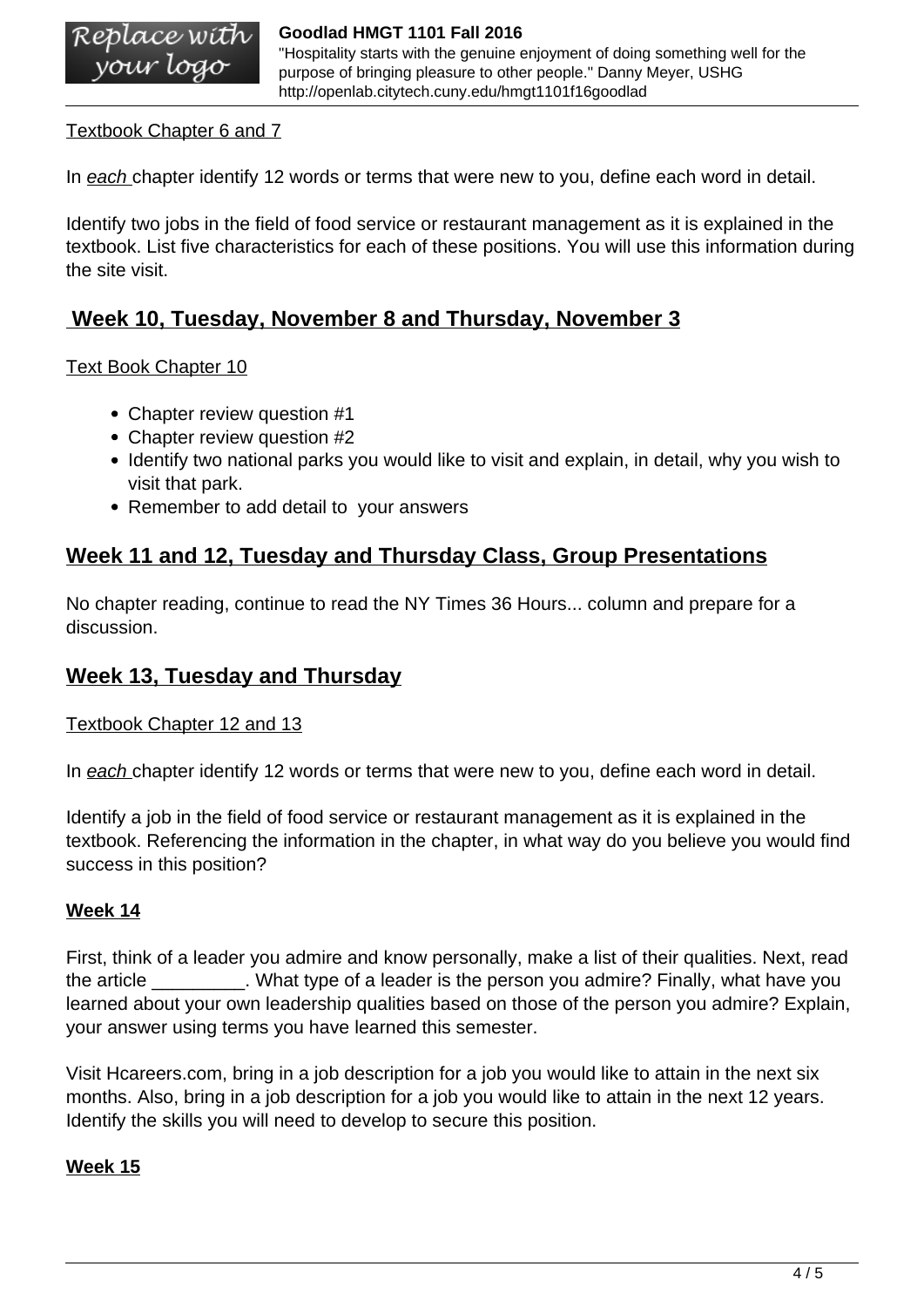Textbook Chapter 6 and 7

In *each* chapter identify 12 words or terms that were new to you, define each word in detail.

Identify two jobs in the field of food service or restaurant management as it is explained in the textbook. List five characteristics for each of these positions. You will use this information during the site visit.

## Week 10, Tuesday, November 8 and Thursday, November 3

Text Book Chapter 10

- Chapter review question #1
- Chapter review question #2
- Identify two national parks you would like to visit and explain, in detail, why you wish to visit that park.
- Remember to add detail to your answers

## Week 11 and 12, Tuesday and Thursday Class, Group Presentations

No chapter reading, continue to read the NY Times 36 Hours... column and prepare for a discussion.

## Week 13, Tuesday and Thursday

Textbook Chapter 12 and 13

In *each* chapter identify 12 words or terms that were new to you, define each word in detail.

Identify a job in the field of food service or restaurant management as it is explained in the textbook. Referencing the information in the chapter, in what way do you believe you would find success in this position?

**Week 14**

First, think of a leader you admire and know personally, make a list of their qualities. Next, read the article _________. What type of a leader is the person you admire? Finally, what have you learned about your own leadership qualities based on those of the person you admire? Explain, your answer using terms you have learned this semester.

Visit Hcareers.com, bring in a job description for a job you would like to attain in the next six months. Also, bring in a job description for a job you would like to attain in the next 12 years. Identify the skills you will need to develop to secure this position.

**Week 15**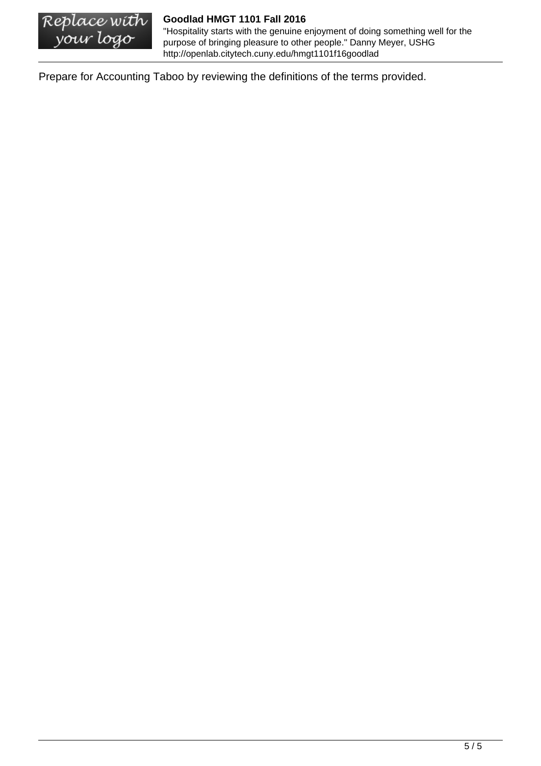Prepare for Accounting Taboo by reviewing the definitions of the terms provided.